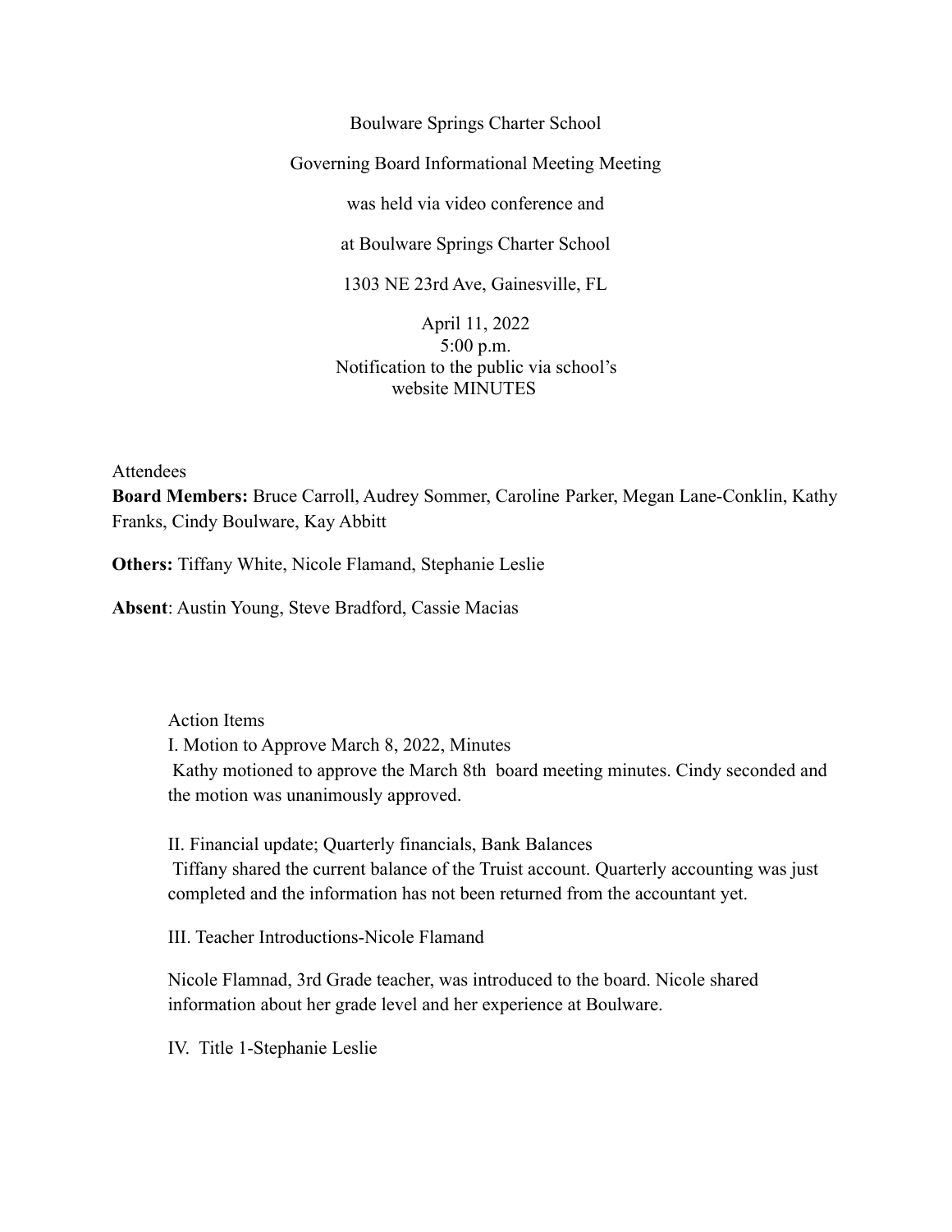Boulware Springs Charter School

Governing Board Informational Meeting Meeting

was held via video conference and

at Boulware Springs Charter School

1303 NE 23rd Ave, Gainesville, FL

April 11, 2022
5:00 p.m.
Notification to the public via school's website MINUTES

Attendees

**Board Members:** Bruce Carroll, Audrey Sommer, Caroline Parker, Megan Lane-Conklin, Kathy Franks, Cindy Boulware, Kay Abbitt

**Others:** Tiffany White, Nicole Flamand, Stephanie Leslie

**Absent**: Austin Young, Steve Bradford, Cassie Macias

Action Items

I. Motion to Approve March 8, 2022, Minutes

Kathy motioned to approve the March 8th board meeting minutes. Cindy seconded and the motion was unanimously approved.

II. Financial update; Quarterly financials, Bank Balances

Tiffany shared the current balance of the Truist account. Quarterly accounting was just completed and the information has not been returned from the accountant yet.

III. Teacher Introductions-Nicole Flamand

Nicole Flamnad, 3rd Grade teacher, was introduced to the board. Nicole shared information about her grade level and her experience at Boulware.

IV. Title 1-Stephanie Leslie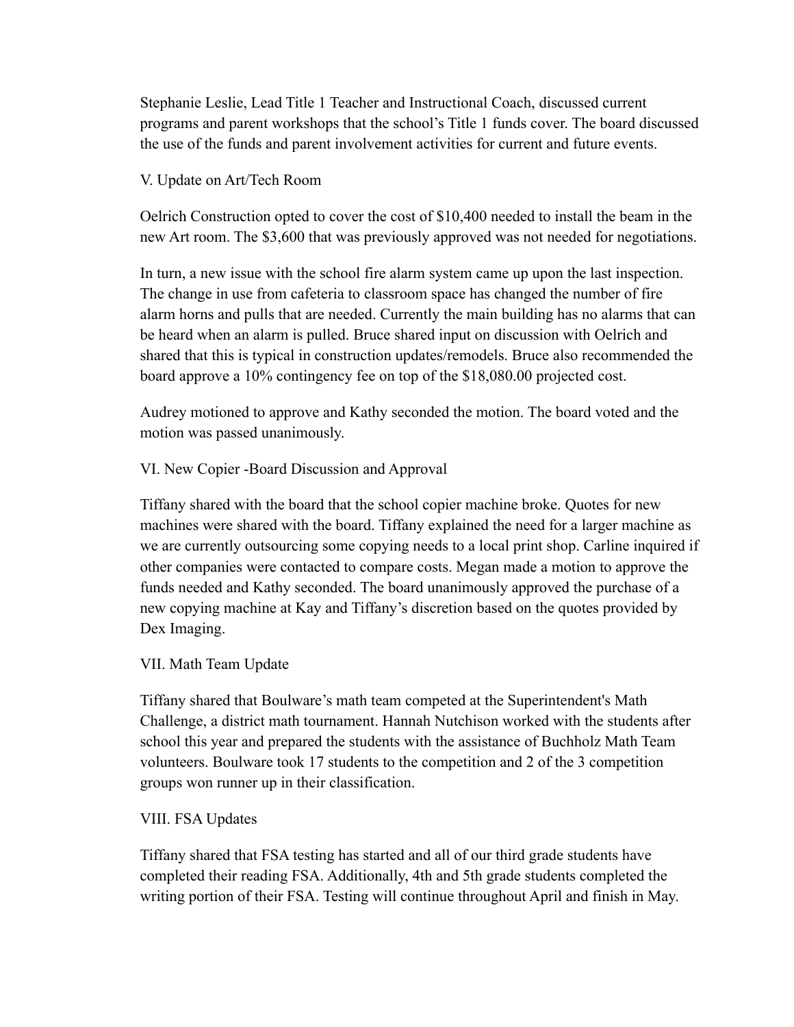Stephanie Leslie, Lead Title 1 Teacher and Instructional Coach, discussed current programs and parent workshops that the school's Title 1 funds cover. The board discussed the use of the funds and parent involvement activities for current and future events.

V. Update on Art/Tech Room

Oelrich Construction opted to cover the cost of $10,400 needed to install the beam in the new Art room. The $3,600 that was previously approved was not needed for negotiations.

In turn, a new issue with the school fire alarm system came up upon the last inspection. The change in use from cafeteria to classroom space has changed the number of fire alarm horns and pulls that are needed. Currently the main building has no alarms that can be heard when an alarm is pulled. Bruce shared input on discussion with Oelrich and shared that this is typical in construction updates/remodels. Bruce also recommended the board approve a 10% contingency fee on top of the $18,080.00 projected cost.

Audrey motioned to approve and Kathy seconded the motion. The board voted and the motion was passed unanimously.

VI. New Copier -Board Discussion and Approval

Tiffany shared with the board that the school copier machine broke. Quotes for new machines were shared with the board. Tiffany explained the need for a larger machine as we are currently outsourcing some copying needs to a local print shop. Carline inquired if other companies were contacted to compare costs. Megan made a motion to approve the funds needed and Kathy seconded. The board unanimously approved the purchase of a new copying machine at Kay and Tiffany's discretion based on the quotes provided by Dex Imaging.

VII. Math Team Update

Tiffany shared that Boulware's math team competed at the Superintendent's Math Challenge, a district math tournament. Hannah Nutchison worked with the students after school this year and prepared the students with the assistance of Buchholz Math Team volunteers. Boulware took 17 students to the competition and 2 of the 3 competition groups won runner up in their classification.

VIII. FSA Updates

Tiffany shared that FSA testing has started and all of our third grade students have completed their reading FSA. Additionally, 4th and 5th grade students completed the writing portion of their FSA. Testing will continue throughout April and finish in May.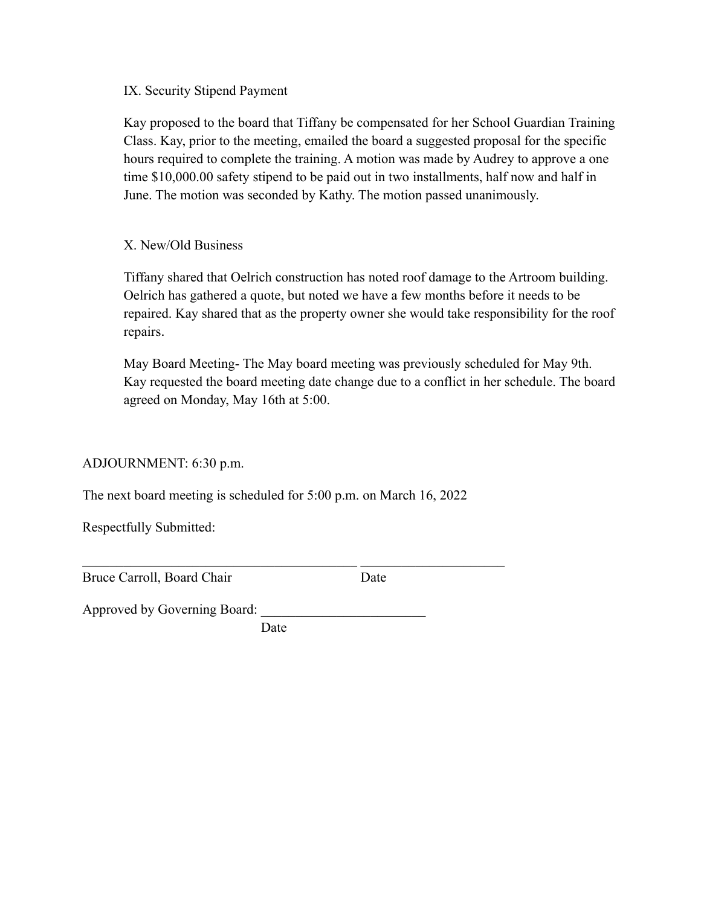IX. Security Stipend Payment

Kay proposed to the board that Tiffany be compensated for her School Guardian Training Class. Kay, prior to the meeting, emailed the board a suggested proposal for the specific hours required to complete the training. A motion was made by Audrey to approve a one time $10,000.00 safety stipend to be paid out in two installments, half now and half in June. The motion was seconded by Kathy. The motion passed unanimously.

X. New/Old Business

Tiffany shared that Oelrich construction has noted roof damage to the Artroom building. Oelrich has gathered a quote, but noted we have a few months before it needs to be repaired. Kay shared that as the property owner she would take responsibility for the roof repairs.

May Board Meeting- The May board meeting was previously scheduled for May 9th. Kay requested the board meeting date change due to a conflict in her schedule. The board agreed on Monday, May 16th at 5:00.

ADJOURNMENT: 6:30 p.m.

The next board meeting is scheduled for 5:00 p.m. on March 16, 2022

Respectfully Submitted:

_________________________________________ ______________________

Bruce Carroll, Board Chair Date

Approved by Governing Board: ________________________

Date